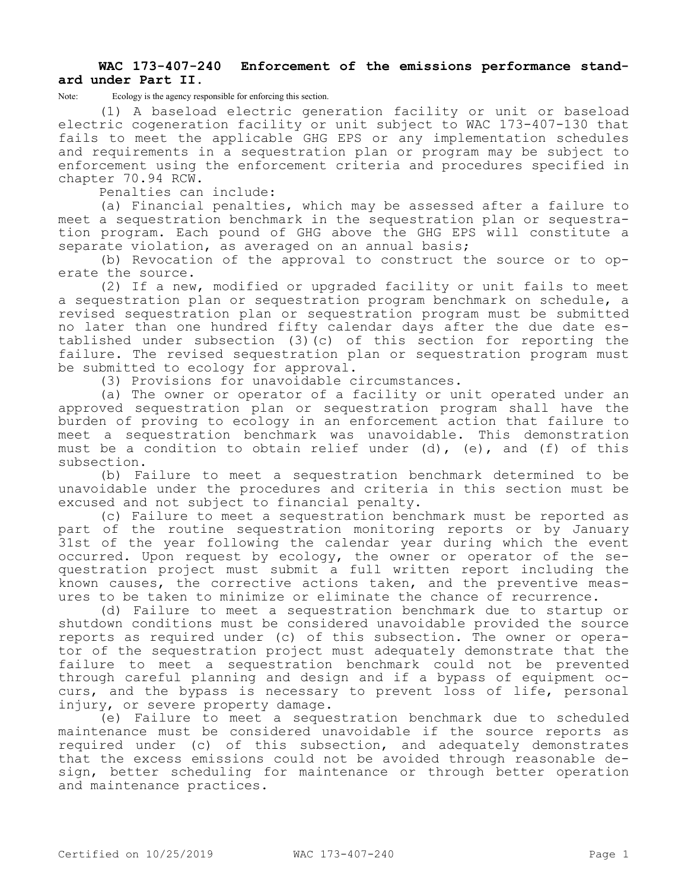# WAC 173-407-240 Enforcement of the emissions performance standard under Part II.

Note: Ecology is the agency responsible for enforcing this section.

(1) A baseload electric generation facility or unit or baseload electric cogeneration facility or unit subject to WAC 173-407-130 that fails to meet the applicable GHG EPS or any implementation schedules and requirements in a sequestration plan or program may be subject to enforcement using the enforcement criteria and procedures specified in chapter 70.94 RCW.

Penalties can include:

(a) Financial penalties, which may be assessed after a failure to meet a sequestration benchmark in the sequestration plan or sequestration program. Each pound of GHG above the GHG EPS will constitute a separate violation, as averaged on an annual basis;

(b) Revocation of the approval to construct the source or to operate the source.

(2) If a new, modified or upgraded facility or unit fails to meet a sequestration plan or sequestration program benchmark on schedule, a revised sequestration plan or sequestration program must be submitted no later than one hundred fifty calendar days after the due date established under subsection (3)(c) of this section for reporting the failure. The revised sequestration plan or sequestration program must be submitted to ecology for approval.

(3) Provisions for unavoidable circumstances.

(a) The owner or operator of a facility or unit operated under an approved sequestration plan or sequestration program shall have the burden of proving to ecology in an enforcement action that failure to meet a sequestration benchmark was unavoidable. This demonstration must be a condition to obtain relief under (d), (e), and (f) of this subsection.

(b) Failure to meet a sequestration benchmark determined to be unavoidable under the procedures and criteria in this section must be excused and not subject to financial penalty.

(c) Failure to meet a sequestration benchmark must be reported as part of the routine sequestration monitoring reports or by January 31st of the year following the calendar year during which the event occurred. Upon request by ecology, the owner or operator of the sequestration project must submit a full written report including the known causes, the corrective actions taken, and the preventive measures to be taken to minimize or eliminate the chance of recurrence.

(d) Failure to meet a sequestration benchmark due to startup or shutdown conditions must be considered unavoidable provided the source reports as required under (c) of this subsection. The owner or operator of the sequestration project must adequately demonstrate that the failure to meet a sequestration benchmark could not be prevented through careful planning and design and if a bypass of equipment occurs, and the bypass is necessary to prevent loss of life, personal injury, or severe property damage.

(e) Failure to meet a sequestration benchmark due to scheduled maintenance must be considered unavoidable if the source reports as required under (c) of this subsection, and adequately demonstrates that the excess emissions could not be avoided through reasonable design, better scheduling for maintenance or through better operation and maintenance practices.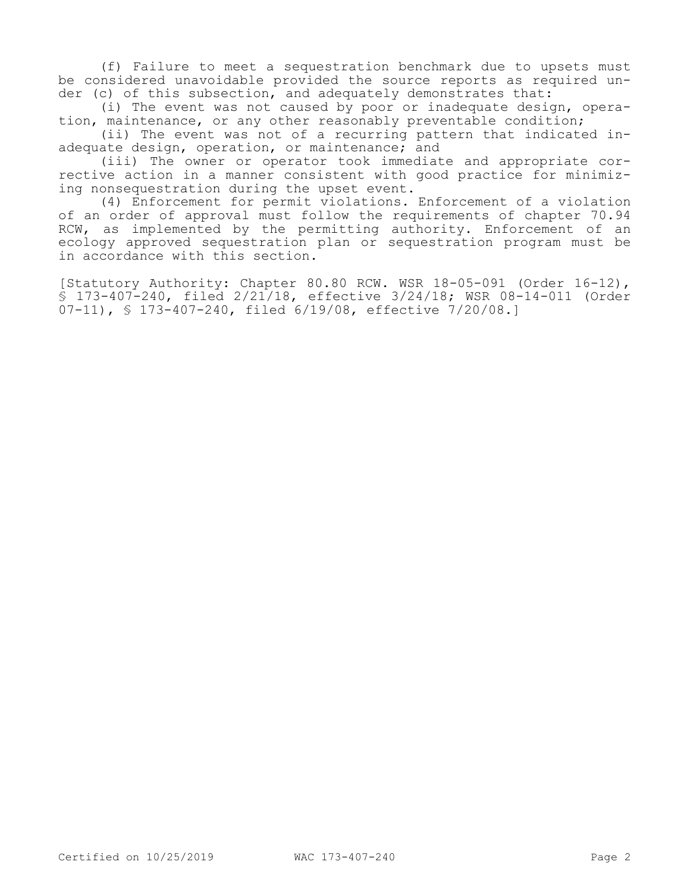(f) Failure to meet a sequestration benchmark due to upsets must be considered unavoidable provided the source reports as required under (c) of this subsection, and adequately demonstrates that:

(i) The event was not caused by poor or inadequate design, operation, maintenance, or any other reasonably preventable condition;

(ii) The event was not of a recurring pattern that indicated inadequate design, operation, or maintenance; and

(iii) The owner or operator took immediate and appropriate corrective action in a manner consistent with good practice for minimizing nonsequestration during the upset event.

(4) Enforcement for permit violations. Enforcement of a violation of an order of approval must follow the requirements of chapter 70.94 RCW, as implemented by the permitting authority. Enforcement of an ecology approved sequestration plan or sequestration program must be in accordance with this section.

[Statutory Authority: Chapter 80.80 RCW. WSR 18-05-091 (Order 16-12), § 173-407-240, filed 2/21/18, effective 3/24/18; WSR 08-14-011 (Order 07-11), § 173-407-240, filed 6/19/08, effective 7/20/08.]